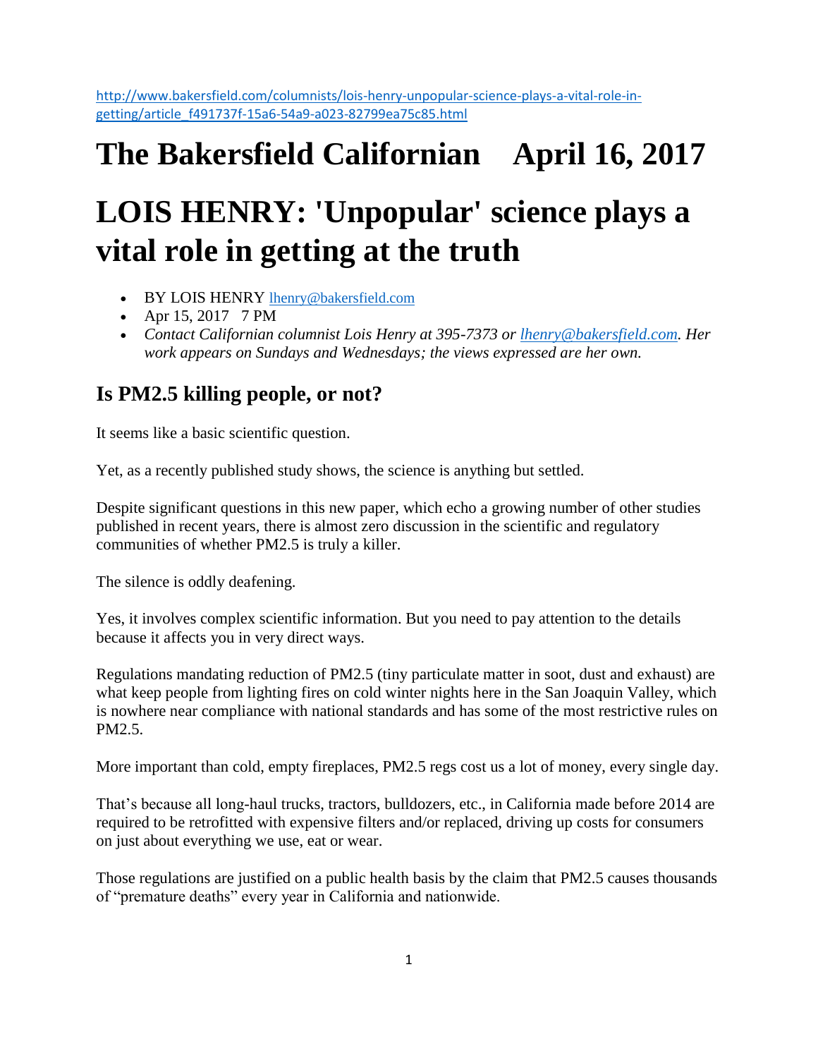http://www.bakersfield.com/columnists/lois-henry-unpopular-science-plays-a-vital-role-in-getting/article_f491737f-15a6-54a9-a023-82799ea75c85.html

# The Bakersfield Californian    April 16, 2017

# LOIS HENRY: 'Unpopular' science plays a vital role in getting at the truth

- BY LOIS HENRY lhenry@bakersfield.com
- Apr 15, 2017   7 PM
- *Contact Californian columnist Lois Henry at 395-7373 or lhenry@bakersfield.com. Her work appears on Sundays and Wednesdays; the views expressed are her own.*

## Is PM2.5 killing people, or not?

It seems like a basic scientific question.

Yet, as a recently published study shows, the science is anything but settled.

Despite significant questions in this new paper, which echo a growing number of other studies published in recent years, there is almost zero discussion in the scientific and regulatory communities of whether PM2.5 is truly a killer.

The silence is oddly deafening.

Yes, it involves complex scientific information. But you need to pay attention to the details because it affects you in very direct ways.

Regulations mandating reduction of PM2.5 (tiny particulate matter in soot, dust and exhaust) are what keep people from lighting fires on cold winter nights here in the San Joaquin Valley, which is nowhere near compliance with national standards and has some of the most restrictive rules on PM2.5.

More important than cold, empty fireplaces, PM2.5 regs cost us a lot of money, every single day.

That's because all long-haul trucks, tractors, bulldozers, etc., in California made before 2014 are required to be retrofitted with expensive filters and/or replaced, driving up costs for consumers on just about everything we use, eat or wear.

Those regulations are justified on a public health basis by the claim that PM2.5 causes thousands of "premature deaths" every year in California and nationwide.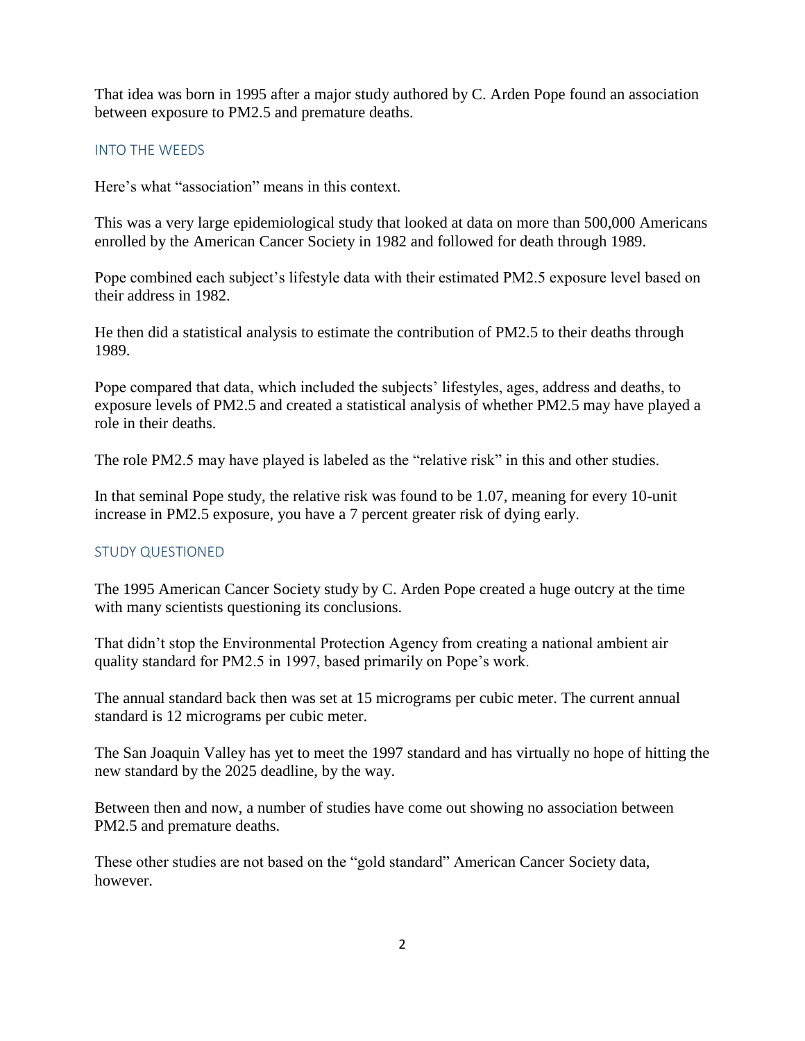That idea was born in 1995 after a major study authored by C. Arden Pope found an association between exposure to PM2.5 and premature deaths.

## INTO THE WEEDS

Here's what "association" means in this context.

This was a very large epidemiological study that looked at data on more than 500,000 Americans enrolled by the American Cancer Society in 1982 and followed for death through 1989.

Pope combined each subject's lifestyle data with their estimated PM2.5 exposure level based on their address in 1982.

He then did a statistical analysis to estimate the contribution of PM2.5 to their deaths through 1989.

Pope compared that data, which included the subjects' lifestyles, ages, address and deaths, to exposure levels of PM2.5 and created a statistical analysis of whether PM2.5 may have played a role in their deaths.

The role PM2.5 may have played is labeled as the "relative risk" in this and other studies.

In that seminal Pope study, the relative risk was found to be 1.07, meaning for every 10-unit increase in PM2.5 exposure, you have a 7 percent greater risk of dying early.

## STUDY QUESTIONED

The 1995 American Cancer Society study by C. Arden Pope created a huge outcry at the time with many scientists questioning its conclusions.

That didn't stop the Environmental Protection Agency from creating a national ambient air quality standard for PM2.5 in 1997, based primarily on Pope's work.

The annual standard back then was set at 15 micrograms per cubic meter. The current annual standard is 12 micrograms per cubic meter.

The San Joaquin Valley has yet to meet the 1997 standard and has virtually no hope of hitting the new standard by the 2025 deadline, by the way.

Between then and now, a number of studies have come out showing no association between PM2.5 and premature deaths.

These other studies are not based on the "gold standard" American Cancer Society data, however.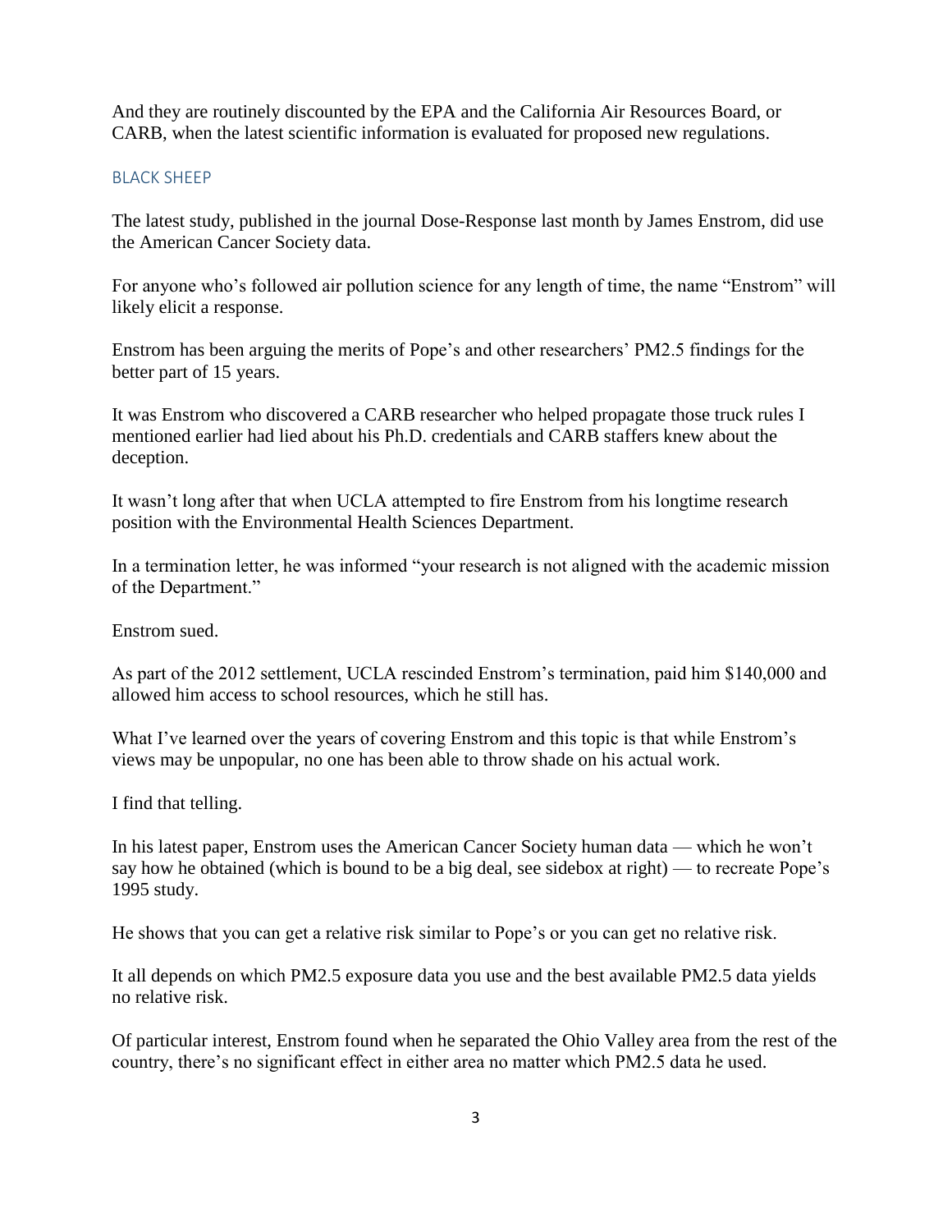And they are routinely discounted by the EPA and the California Air Resources Board, or CARB, when the latest scientific information is evaluated for proposed new regulations.

## BLACK SHEEP

The latest study, published in the journal Dose-Response last month by James Enstrom, did use the American Cancer Society data.

For anyone who's followed air pollution science for any length of time, the name "Enstrom" will likely elicit a response.

Enstrom has been arguing the merits of Pope's and other researchers' PM2.5 findings for the better part of 15 years.

It was Enstrom who discovered a CARB researcher who helped propagate those truck rules I mentioned earlier had lied about his Ph.D. credentials and CARB staffers knew about the deception.

It wasn't long after that when UCLA attempted to fire Enstrom from his longtime research position with the Environmental Health Sciences Department.

In a termination letter, he was informed "your research is not aligned with the academic mission of the Department."

Enstrom sued.

As part of the 2012 settlement, UCLA rescinded Enstrom's termination, paid him $140,000 and allowed him access to school resources, which he still has.

What I've learned over the years of covering Enstrom and this topic is that while Enstrom's views may be unpopular, no one has been able to throw shade on his actual work.

I find that telling.

In his latest paper, Enstrom uses the American Cancer Society human data — which he won't say how he obtained (which is bound to be a big deal, see sidebox at right) — to recreate Pope's 1995 study.

He shows that you can get a relative risk similar to Pope's or you can get no relative risk.

It all depends on which PM2.5 exposure data you use and the best available PM2.5 data yields no relative risk.

Of particular interest, Enstrom found when he separated the Ohio Valley area from the rest of the country, there's no significant effect in either area no matter which PM2.5 data he used.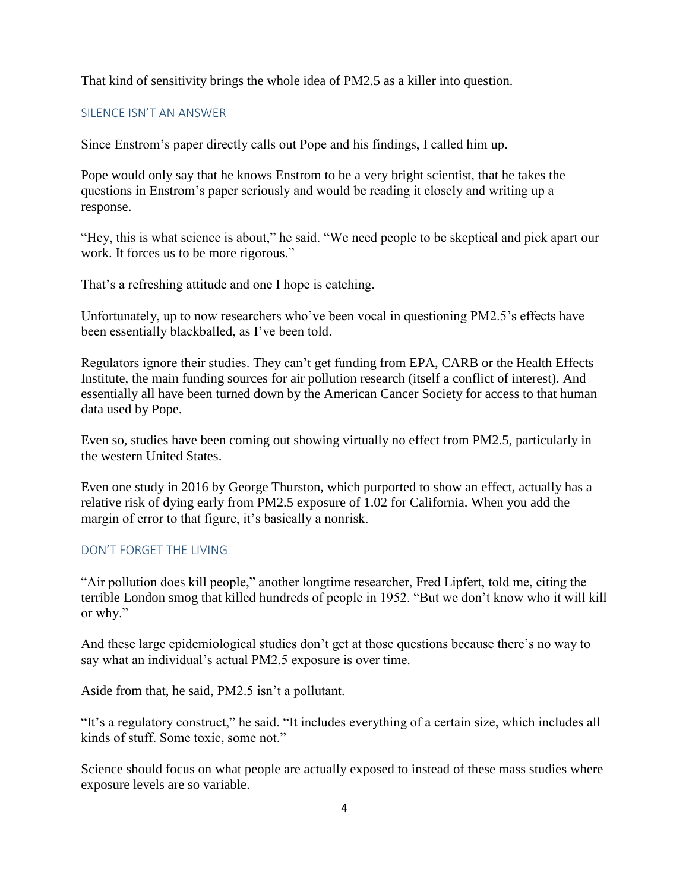That kind of sensitivity brings the whole idea of PM2.5 as a killer into question.

## SILENCE ISN'T AN ANSWER

Since Enstrom's paper directly calls out Pope and his findings, I called him up.

Pope would only say that he knows Enstrom to be a very bright scientist, that he takes the questions in Enstrom's paper seriously and would be reading it closely and writing up a response.

"Hey, this is what science is about," he said. "We need people to be skeptical and pick apart our work. It forces us to be more rigorous."

That's a refreshing attitude and one I hope is catching.

Unfortunately, up to now researchers who've been vocal in questioning PM2.5's effects have been essentially blackballed, as I've been told.

Regulators ignore their studies. They can't get funding from EPA, CARB or the Health Effects Institute, the main funding sources for air pollution research (itself a conflict of interest). And essentially all have been turned down by the American Cancer Society for access to that human data used by Pope.

Even so, studies have been coming out showing virtually no effect from PM2.5, particularly in the western United States.

Even one study in 2016 by George Thurston, which purported to show an effect, actually has a relative risk of dying early from PM2.5 exposure of 1.02 for California. When you add the margin of error to that figure, it's basically a nonrisk.

## DON'T FORGET THE LIVING

"Air pollution does kill people," another longtime researcher, Fred Lipfert, told me, citing the terrible London smog that killed hundreds of people in 1952. "But we don't know who it will kill or why."

And these large epidemiological studies don't get at those questions because there's no way to say what an individual's actual PM2.5 exposure is over time.

Aside from that, he said, PM2.5 isn't a pollutant.

"It's a regulatory construct," he said. "It includes everything of a certain size, which includes all kinds of stuff. Some toxic, some not."

Science should focus on what people are actually exposed to instead of these mass studies where exposure levels are so variable.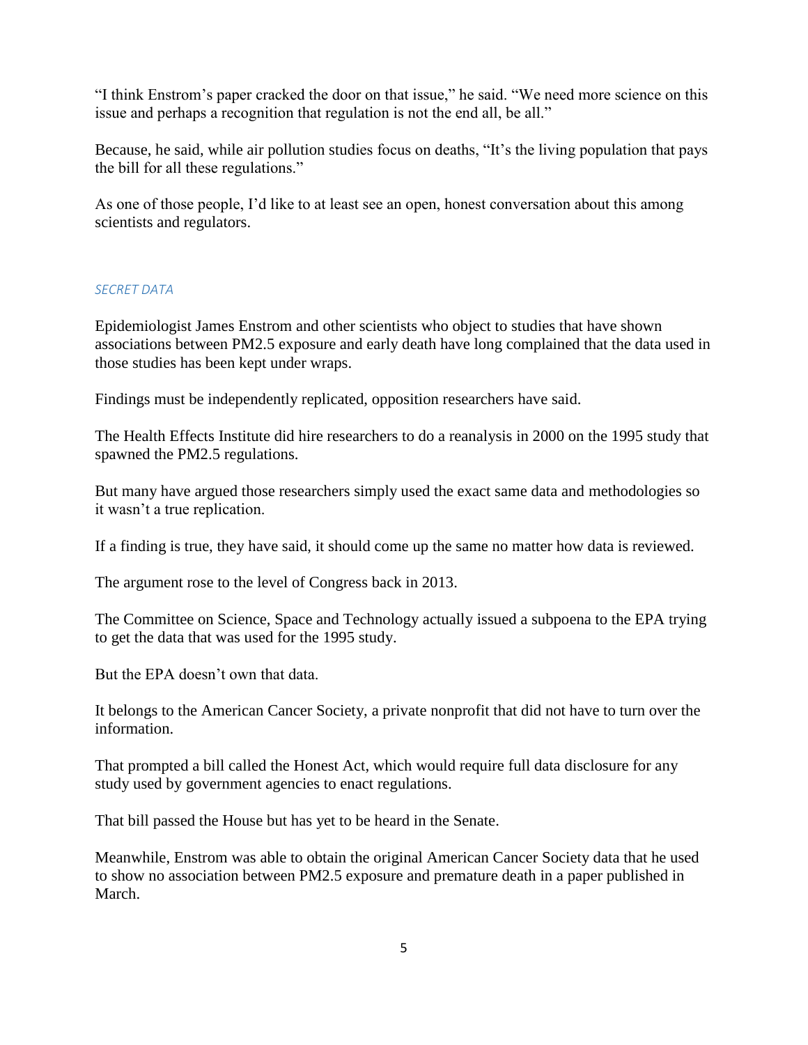"I think Enstrom's paper cracked the door on that issue," he said. "We need more science on this issue and perhaps a recognition that regulation is not the end all, be all."

Because, he said, while air pollution studies focus on deaths, "It's the living population that pays the bill for all these regulations."

As one of those people, I'd like to at least see an open, honest conversation about this among scientists and regulators.

## *SECRET DATA*

Epidemiologist James Enstrom and other scientists who object to studies that have shown associations between PM2.5 exposure and early death have long complained that the data used in those studies has been kept under wraps.

Findings must be independently replicated, opposition researchers have said.

The Health Effects Institute did hire researchers to do a reanalysis in 2000 on the 1995 study that spawned the PM2.5 regulations.

But many have argued those researchers simply used the exact same data and methodologies so it wasn't a true replication.

If a finding is true, they have said, it should come up the same no matter how data is reviewed.

The argument rose to the level of Congress back in 2013.

The Committee on Science, Space and Technology actually issued a subpoena to the EPA trying to get the data that was used for the 1995 study.

But the EPA doesn't own that data.

It belongs to the American Cancer Society, a private nonprofit that did not have to turn over the information.

That prompted a bill called the Honest Act, which would require full data disclosure for any study used by government agencies to enact regulations.

That bill passed the House but has yet to be heard in the Senate.

Meanwhile, Enstrom was able to obtain the original American Cancer Society data that he used to show no association between PM2.5 exposure and premature death in a paper published in March.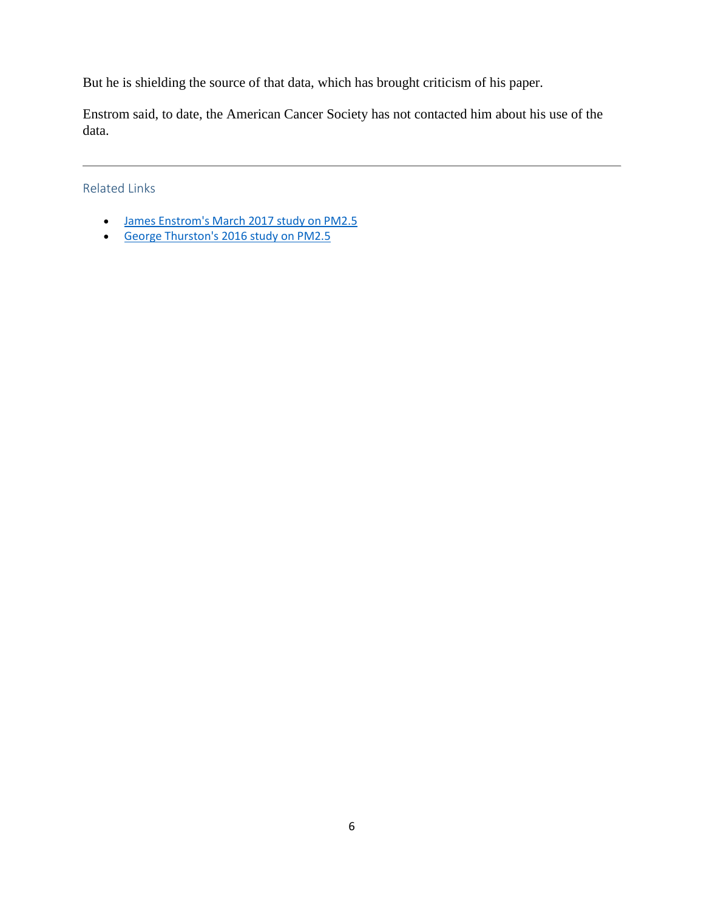But he is shielding the source of that data, which has brought criticism of his paper.

Enstrom said, to date, the American Cancer Society has not contacted him about his use of the data.

---

Related Links

- James Enstrom's March 2017 study on PM2.5
- George Thurston's 2016 study on PM2.5